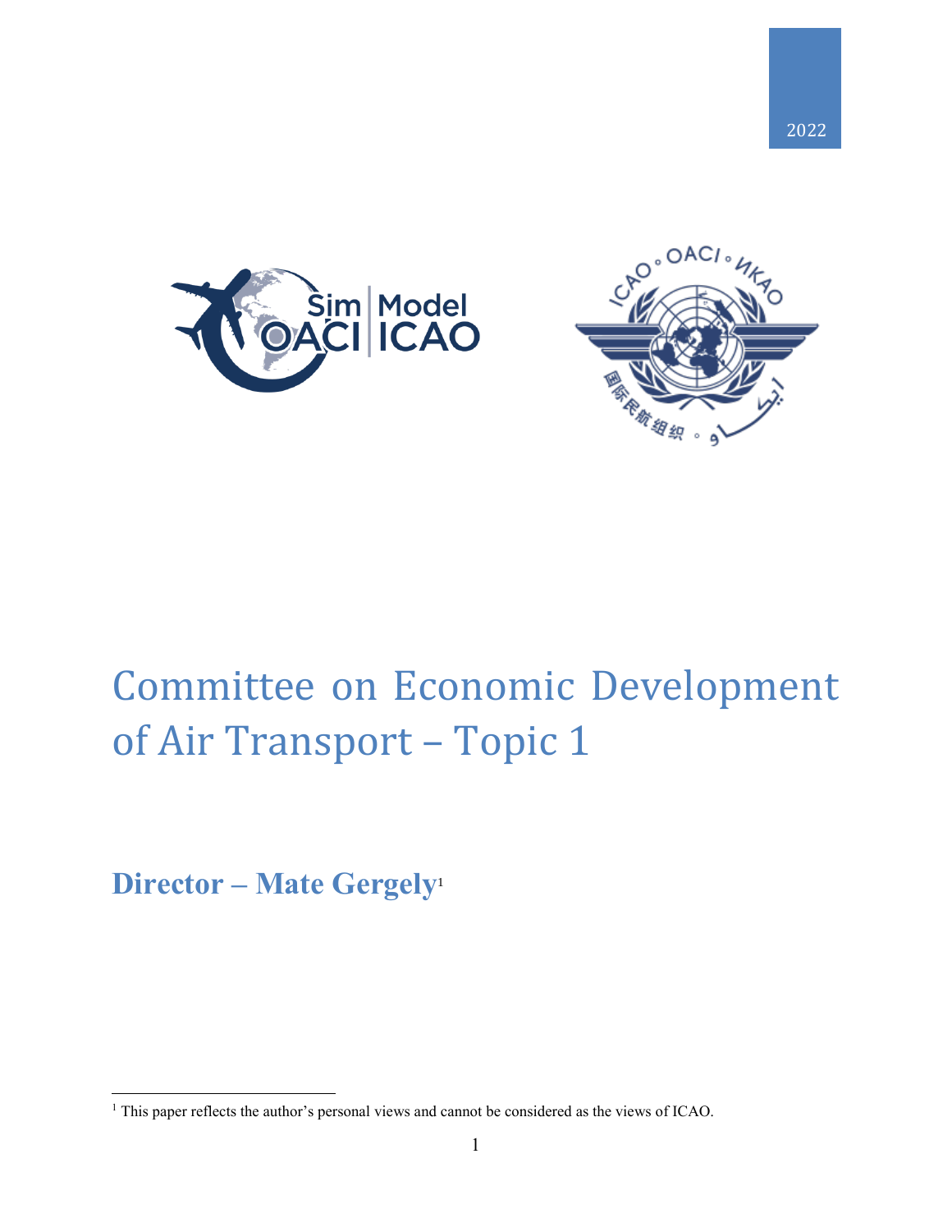2022

# Committee on Economic Development of Air Transport – Topic 1

**Director – Mate Gergely**[1]

[1] This paper reflects the author's personal views and cannot be considered as the views of ICAO.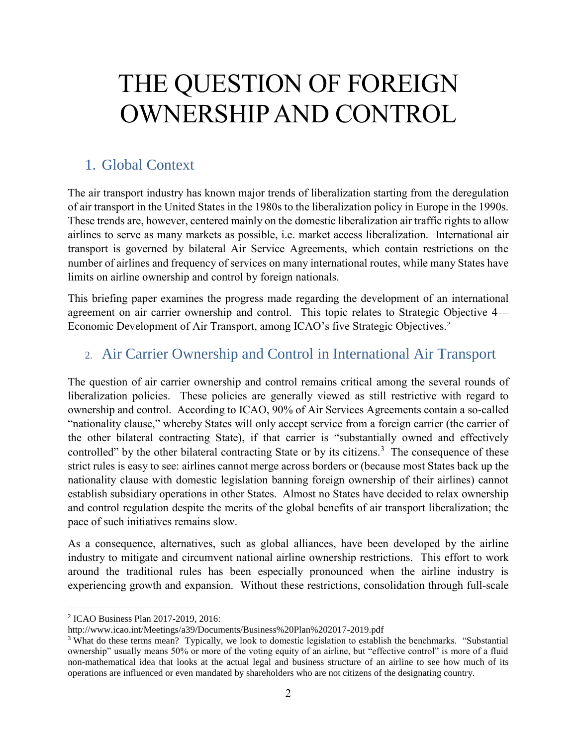# THE QUESTION OF FOREIGN OWNERSHIP AND CONTROL

## 1. Global Context

The air transport industry has known major trends of liberalization starting from the deregulation of air transport in the United States in the 1980s to the liberalization policy in Europe in the 1990s. These trends are, however, centered mainly on the domestic liberalization air traffic rights to allow airlines to serve as many markets as possible, i.e. market access liberalization. International air transport is governed by bilateral Air Service Agreements, which contain restrictions on the number of airlines and frequency of services on many international routes, while many States have limits on airline ownership and control by foreign nationals.

This briefing paper examines the progress made regarding the development of an international agreement on air carrier ownership and control. This topic relates to Strategic Objective 4—Economic Development of Air Transport, among ICAO's five Strategic Objectives.[2]

## 2. Air Carrier Ownership and Control in International Air Transport

The question of air carrier ownership and control remains critical among the several rounds of liberalization policies. These policies are generally viewed as still restrictive with regard to ownership and control. According to ICAO, 90% of Air Services Agreements contain a so-called "nationality clause," whereby States will only accept service from a foreign carrier (the carrier of the other bilateral contracting State), if that carrier is "substantially owned and effectively controlled" by the other bilateral contracting State or by its citizens.[3] The consequence of these strict rules is easy to see: airlines cannot merge across borders or (because most States back up the nationality clause with domestic legislation banning foreign ownership of their airlines) cannot establish subsidiary operations in other States. Almost no States have decided to relax ownership and control regulation despite the merits of the global benefits of air transport liberalization; the pace of such initiatives remains slow.

As a consequence, alternatives, such as global alliances, have been developed by the airline industry to mitigate and circumvent national airline ownership restrictions. This effort to work around the traditional rules has been especially pronounced when the airline industry is experiencing growth and expansion. Without these restrictions, consolidation through full-scale

---

[2] ICAO Business Plan 2017-2019, 2016: http://www.icao.int/Meetings/a39/Documents/Business%20Plan%202017-2019.pdf

[3] What do these terms mean? Typically, we look to domestic legislation to establish the benchmarks. "Substantial ownership" usually means 50% or more of the voting equity of an airline, but "effective control" is more of a fluid non-mathematical idea that looks at the actual legal and business structure of an airline to see how much of its operations are influenced or even mandated by shareholders who are not citizens of the designating country.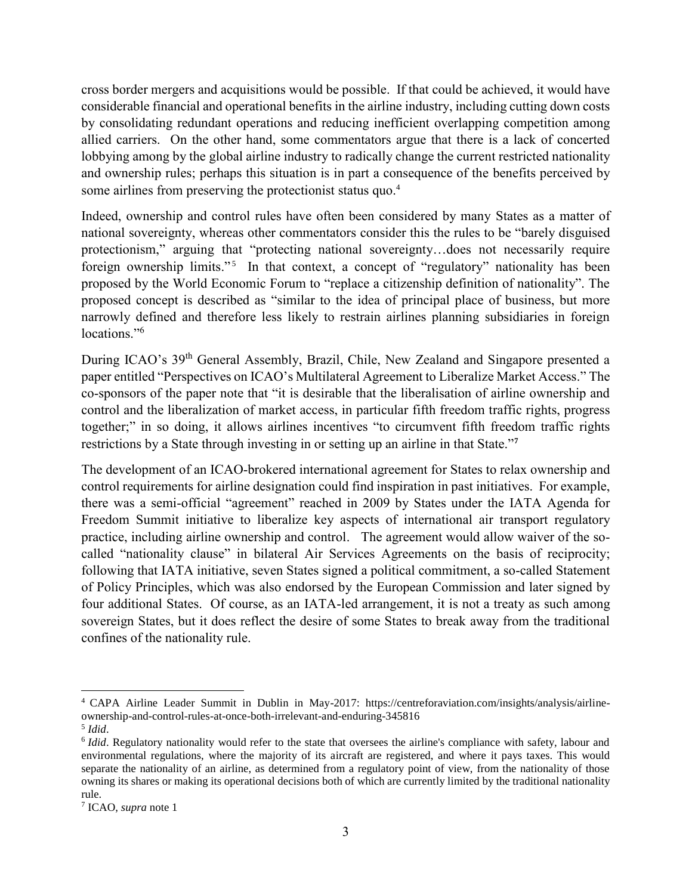cross border mergers and acquisitions would be possible. If that could be achieved, it would have considerable financial and operational benefits in the airline industry, including cutting down costs by consolidating redundant operations and reducing inefficient overlapping competition among allied carriers. On the other hand, some commentators argue that there is a lack of concerted lobbying among by the global airline industry to radically change the current restricted nationality and ownership rules; perhaps this situation is in part a consequence of the benefits perceived by some airlines from preserving the protectionist status quo.[4]

Indeed, ownership and control rules have often been considered by many States as a matter of national sovereignty, whereas other commentators consider this the rules to be "barely disguised protectionism," arguing that "protecting national sovereignty…does not necessarily require foreign ownership limits."[5] In that context, a concept of "regulatory" nationality has been proposed by the World Economic Forum to "replace a citizenship definition of nationality". The proposed concept is described as "similar to the idea of principal place of business, but more narrowly defined and therefore less likely to restrain airlines planning subsidiaries in foreign locations."[6]

During ICAO's 39th General Assembly, Brazil, Chile, New Zealand and Singapore presented a paper entitled "Perspectives on ICAO's Multilateral Agreement to Liberalize Market Access." The co-sponsors of the paper note that "it is desirable that the liberalisation of airline ownership and control and the liberalization of market access, in particular fifth freedom traffic rights, progress together;" in so doing, it allows airlines incentives "to circumvent fifth freedom traffic rights restrictions by a State through investing in or setting up an airline in that State."[7]

The development of an ICAO-brokered international agreement for States to relax ownership and control requirements for airline designation could find inspiration in past initiatives. For example, there was a semi-official "agreement" reached in 2009 by States under the IATA Agenda for Freedom Summit initiative to liberalize key aspects of international air transport regulatory practice, including airline ownership and control. The agreement would allow waiver of the so-called "nationality clause" in bilateral Air Services Agreements on the basis of reciprocity; following that IATA initiative, seven States signed a political commitment, a so-called Statement of Policy Principles, which was also endorsed by the European Commission and later signed by four additional States. Of course, as an IATA-led arrangement, it is not a treaty as such among sovereign States, but it does reflect the desire of some States to break away from the traditional confines of the nationality rule.

---

[4] CAPA Airline Leader Summit in Dublin in May-2017: https://centreforaviation.com/insights/analysis/airline-ownership-and-control-rules-at-once-both-irrelevant-and-enduring-345816

[5] *Idid*.

[6] *Idid*. Regulatory nationality would refer to the state that oversees the airline's compliance with safety, labour and environmental regulations, where the majority of its aircraft are registered, and where it pays taxes. This would separate the nationality of an airline, as determined from a regulatory point of view, from the nationality of those owning its shares or making its operational decisions both of which are currently limited by the traditional nationality rule.

[7] ICAO, *supra* note 1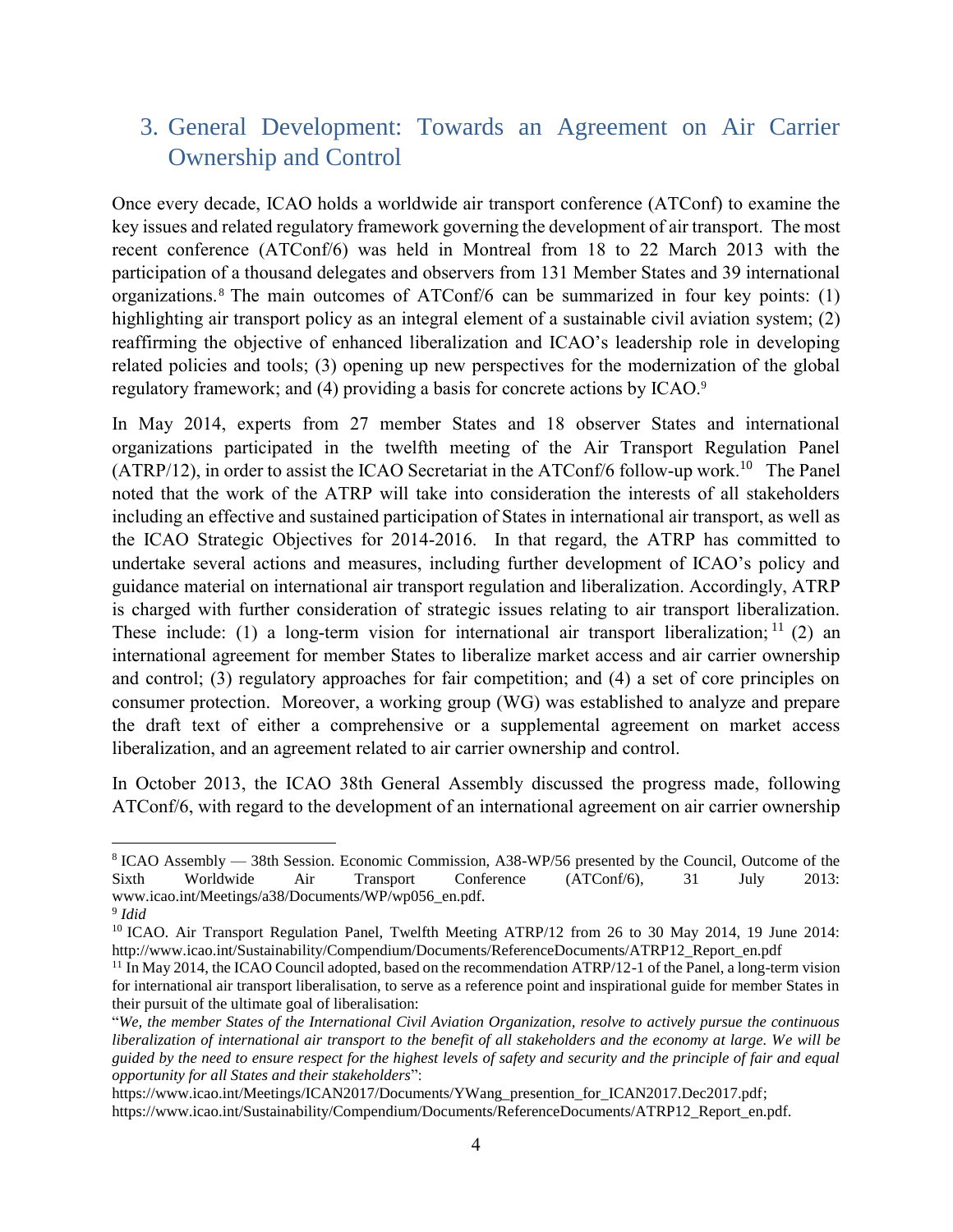## 3. General Development: Towards an Agreement on Air Carrier Ownership and Control

Once every decade, ICAO holds a worldwide air transport conference (ATConf) to examine the key issues and related regulatory framework governing the development of air transport. The most recent conference (ATConf/6) was held in Montreal from 18 to 22 March 2013 with the participation of a thousand delegates and observers from 131 Member States and 39 international organizations.[8] The main outcomes of ATConf/6 can be summarized in four key points: (1) highlighting air transport policy as an integral element of a sustainable civil aviation system; (2) reaffirming the objective of enhanced liberalization and ICAO's leadership role in developing related policies and tools; (3) opening up new perspectives for the modernization of the global regulatory framework; and (4) providing a basis for concrete actions by ICAO.[9]

In May 2014, experts from 27 member States and 18 observer States and international organizations participated in the twelfth meeting of the Air Transport Regulation Panel (ATRP/12), in order to assist the ICAO Secretariat in the ATConf/6 follow-up work.[10] The Panel noted that the work of the ATRP will take into consideration the interests of all stakeholders including an effective and sustained participation of States in international air transport, as well as the ICAO Strategic Objectives for 2014-2016. In that regard, the ATRP has committed to undertake several actions and measures, including further development of ICAO's policy and guidance material on international air transport regulation and liberalization. Accordingly, ATRP is charged with further consideration of strategic issues relating to air transport liberalization. These include: (1) a long-term vision for international air transport liberalization;[11] (2) an international agreement for member States to liberalize market access and air carrier ownership and control; (3) regulatory approaches for fair competition; and (4) a set of core principles on consumer protection. Moreover, a working group (WG) was established to analyze and prepare the draft text of either a comprehensive or a supplemental agreement on market access liberalization, and an agreement related to air carrier ownership and control.

In October 2013, the ICAO 38th General Assembly discussed the progress made, following ATConf/6, with regard to the development of an international agreement on air carrier ownership

---

[8] ICAO Assembly — 38th Session. Economic Commission, A38-WP/56 presented by the Council, Outcome of the Sixth Worldwide Air Transport Conference (ATConf/6), 31 July 2013: www.icao.int/Meetings/a38/Documents/WP/wp056_en.pdf.

[9] *Idid*

[10] ICAO. Air Transport Regulation Panel, Twelfth Meeting ATRP/12 from 26 to 30 May 2014, 19 June 2014: http://www.icao.int/Sustainability/Compendium/Documents/ReferenceDocuments/ATRP12_Report_en.pdf

[11] In May 2014, the ICAO Council adopted, based on the recommendation ATRP/12-1 of the Panel, a long-term vision for international air transport liberalisation, to serve as a reference point and inspirational guide for member States in their pursuit of the ultimate goal of liberalisation:

"*We, the member States of the International Civil Aviation Organization, resolve to actively pursue the continuous liberalization of international air transport to the benefit of all stakeholders and the economy at large. We will be guided by the need to ensure respect for the highest levels of safety and security and the principle of fair and equal opportunity for all States and their stakeholders*":

https://www.icao.int/Meetings/ICAN2017/Documents/YWang_presention_for_ICAN2017.Dec2017.pdf;
https://www.icao.int/Sustainability/Compendium/Documents/ReferenceDocuments/ATRP12_Report_en.pdf.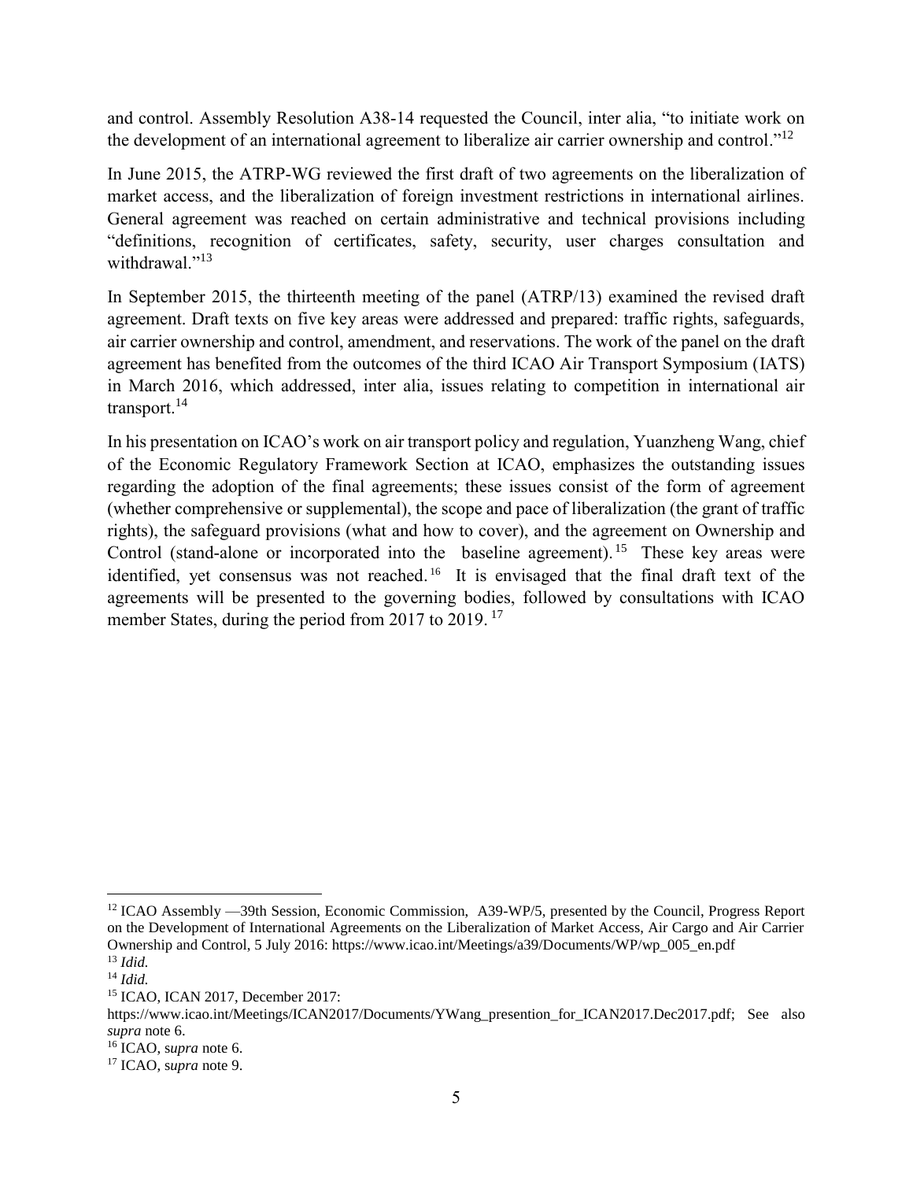and control. Assembly Resolution A38-14 requested the Council, inter alia, "to initiate work on the development of an international agreement to liberalize air carrier ownership and control."[12]

In June 2015, the ATRP-WG reviewed the first draft of two agreements on the liberalization of market access, and the liberalization of foreign investment restrictions in international airlines. General agreement was reached on certain administrative and technical provisions including "definitions, recognition of certificates, safety, security, user charges consultation and withdrawal."[13]

In September 2015, the thirteenth meeting of the panel (ATRP/13) examined the revised draft agreement. Draft texts on five key areas were addressed and prepared: traffic rights, safeguards, air carrier ownership and control, amendment, and reservations. The work of the panel on the draft agreement has benefited from the outcomes of the third ICAO Air Transport Symposium (IATS) in March 2016, which addressed, inter alia, issues relating to competition in international air transport.[14]

In his presentation on ICAO's work on air transport policy and regulation, Yuanzheng Wang, chief of the Economic Regulatory Framework Section at ICAO, emphasizes the outstanding issues regarding the adoption of the final agreements; these issues consist of the form of agreement (whether comprehensive or supplemental), the scope and pace of liberalization (the grant of traffic rights), the safeguard provisions (what and how to cover), and the agreement on Ownership and Control (stand-alone or incorporated into the baseline agreement).[15] These key areas were identified, yet consensus was not reached.[16] It is envisaged that the final draft text of the agreements will be presented to the governing bodies, followed by consultations with ICAO member States, during the period from 2017 to 2019.[17]

---

[12] ICAO Assembly —39th Session, Economic Commission, A39-WP/5, presented by the Council, Progress Report on the Development of International Agreements on the Liberalization of Market Access, Air Cargo and Air Carrier Ownership and Control, 5 July 2016: https://www.icao.int/Meetings/a39/Documents/WP/wp_005_en.pdf

[13] *Idid.*

[14] *Idid.*

[15] ICAO, ICAN 2017, December 2017: https://www.icao.int/Meetings/ICAN2017/Documents/YWang_presention_for_ICAN2017.Dec2017.pdf; See also *supra* note 6.

[16] ICAO, s*upra* note 6.

[17] ICAO, s*upra* note 9.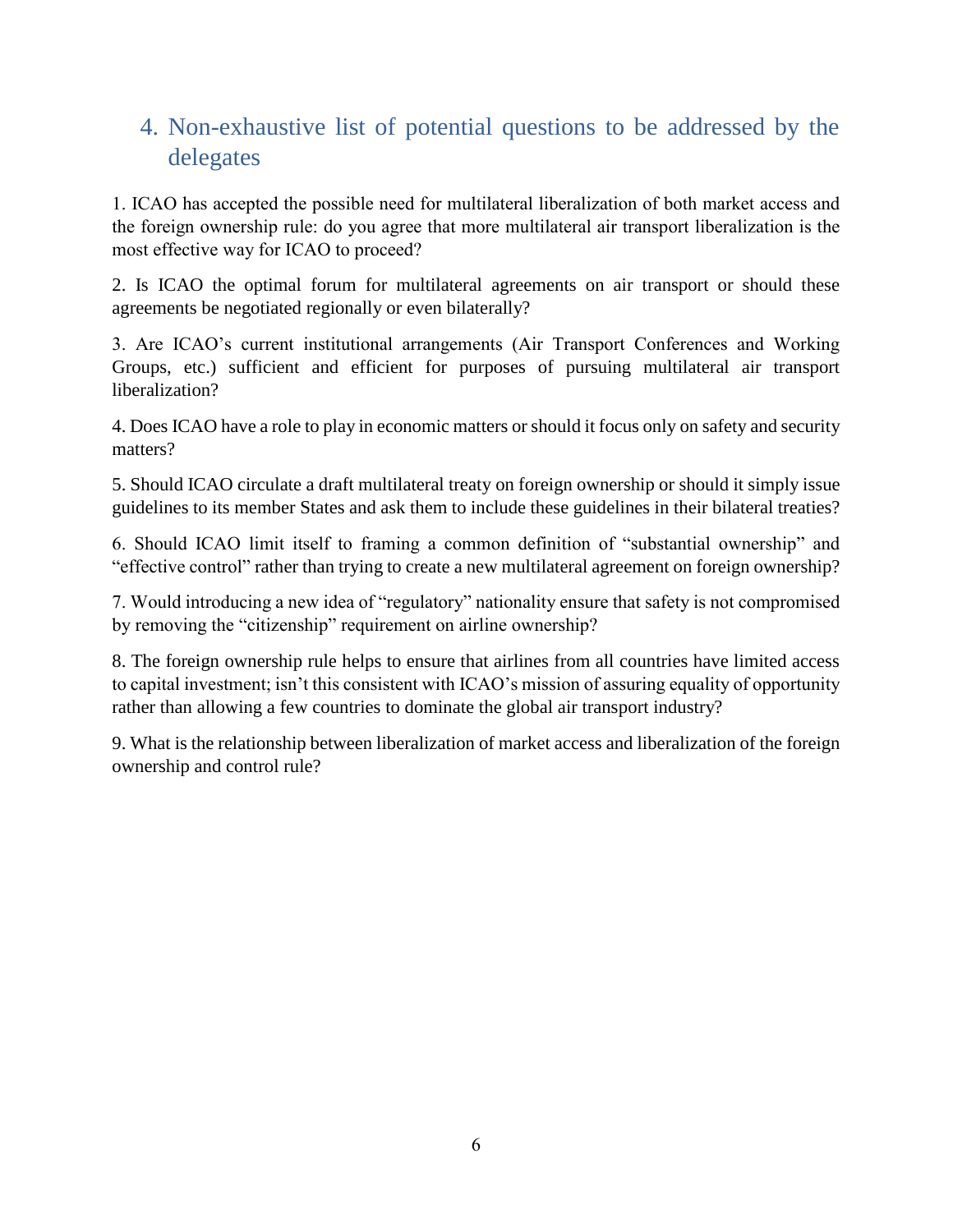## 4. Non-exhaustive list of potential questions to be addressed by the delegates

1. ICAO has accepted the possible need for multilateral liberalization of both market access and the foreign ownership rule: do you agree that more multilateral air transport liberalization is the most effective way for ICAO to proceed?

2. Is ICAO the optimal forum for multilateral agreements on air transport or should these agreements be negotiated regionally or even bilaterally?

3. Are ICAO's current institutional arrangements (Air Transport Conferences and Working Groups, etc.) sufficient and efficient for purposes of pursuing multilateral air transport liberalization?

4. Does ICAO have a role to play in economic matters or should it focus only on safety and security matters?

5. Should ICAO circulate a draft multilateral treaty on foreign ownership or should it simply issue guidelines to its member States and ask them to include these guidelines in their bilateral treaties?

6. Should ICAO limit itself to framing a common definition of "substantial ownership" and "effective control" rather than trying to create a new multilateral agreement on foreign ownership?

7. Would introducing a new idea of "regulatory" nationality ensure that safety is not compromised by removing the "citizenship" requirement on airline ownership?

8. The foreign ownership rule helps to ensure that airlines from all countries have limited access to capital investment; isn't this consistent with ICAO's mission of assuring equality of opportunity rather than allowing a few countries to dominate the global air transport industry?

9. What is the relationship between liberalization of market access and liberalization of the foreign ownership and control rule?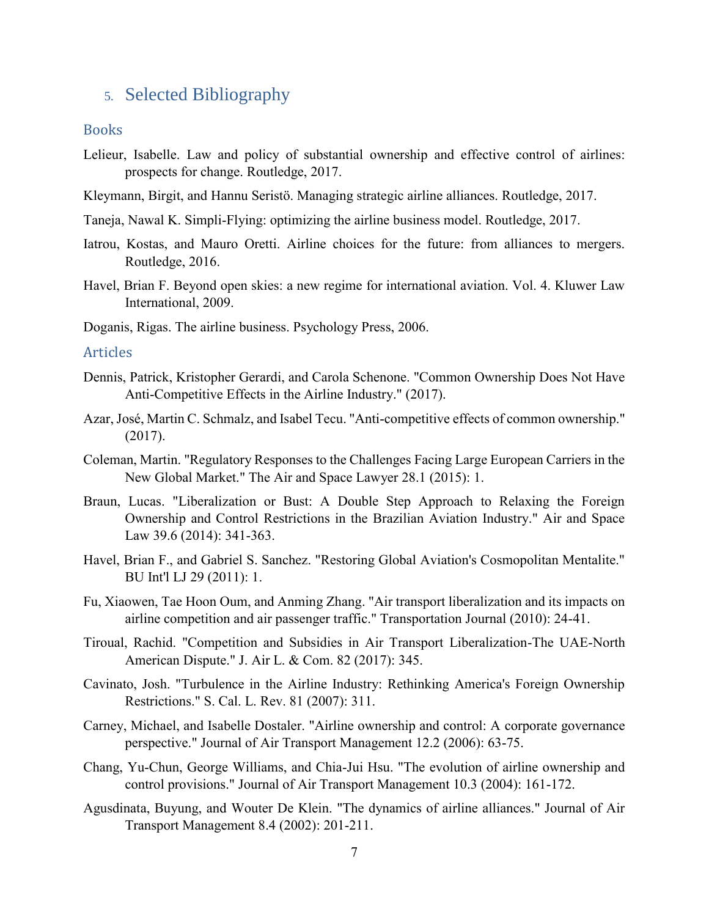# 5. Selected Bibliography

## Books

Lelieur, Isabelle. Law and policy of substantial ownership and effective control of airlines: prospects for change. Routledge, 2017.

Kleymann, Birgit, and Hannu Seristö. Managing strategic airline alliances. Routledge, 2017.

Taneja, Nawal K. Simpli-Flying: optimizing the airline business model. Routledge, 2017.

Iatrou, Kostas, and Mauro Oretti. Airline choices for the future: from alliances to mergers. Routledge, 2016.

Havel, Brian F. Beyond open skies: a new regime for international aviation. Vol. 4. Kluwer Law International, 2009.

Doganis, Rigas. The airline business. Psychology Press, 2006.

## Articles

Dennis, Patrick, Kristopher Gerardi, and Carola Schenone. "Common Ownership Does Not Have Anti-Competitive Effects in the Airline Industry." (2017).

Azar, José, Martin C. Schmalz, and Isabel Tecu. "Anti-competitive effects of common ownership." (2017).

Coleman, Martin. "Regulatory Responses to the Challenges Facing Large European Carriers in the New Global Market." The Air and Space Lawyer 28.1 (2015): 1.

Braun, Lucas. "Liberalization or Bust: A Double Step Approach to Relaxing the Foreign Ownership and Control Restrictions in the Brazilian Aviation Industry." Air and Space Law 39.6 (2014): 341-363.

Havel, Brian F., and Gabriel S. Sanchez. "Restoring Global Aviation's Cosmopolitan Mentalite." BU Int'l LJ 29 (2011): 1.

Fu, Xiaowen, Tae Hoon Oum, and Anming Zhang. "Air transport liberalization and its impacts on airline competition and air passenger traffic." Transportation Journal (2010): 24-41.

Tiroual, Rachid. "Competition and Subsidies in Air Transport Liberalization-The UAE-North American Dispute." J. Air L. & Com. 82 (2017): 345.

Cavinato, Josh. "Turbulence in the Airline Industry: Rethinking America's Foreign Ownership Restrictions." S. Cal. L. Rev. 81 (2007): 311.

Carney, Michael, and Isabelle Dostaler. "Airline ownership and control: A corporate governance perspective." Journal of Air Transport Management 12.2 (2006): 63-75.

Chang, Yu-Chun, George Williams, and Chia-Jui Hsu. "The evolution of airline ownership and control provisions." Journal of Air Transport Management 10.3 (2004): 161-172.

Agusdinata, Buyung, and Wouter De Klein. "The dynamics of airline alliances." Journal of Air Transport Management 8.4 (2002): 201-211.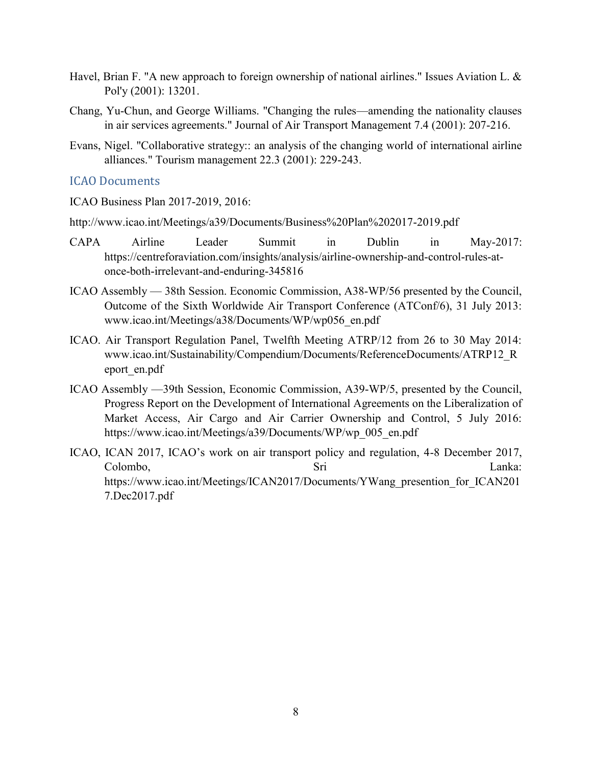Havel, Brian F. "A new approach to foreign ownership of national airlines." Issues Aviation L. & Pol'y (2001): 13201.

Chang, Yu-Chun, and George Williams. "Changing the rules—amending the nationality clauses in air services agreements." Journal of Air Transport Management 7.4 (2001): 207-216.

Evans, Nigel. "Collaborative strategy:: an analysis of the changing world of international airline alliances." Tourism management 22.3 (2001): 229-243.

## ICAO Documents

ICAO Business Plan 2017-2019, 2016:

http://www.icao.int/Meetings/a39/Documents/Business%20Plan%202017-2019.pdf

CAPA Airline Leader Summit in Dublin in May-2017: https://centreforaviation.com/insights/analysis/airline-ownership-and-control-rules-at-once-both-irrelevant-and-enduring-345816

ICAO Assembly — 38th Session. Economic Commission, A38-WP/56 presented by the Council, Outcome of the Sixth Worldwide Air Transport Conference (ATConf/6), 31 July 2013: www.icao.int/Meetings/a38/Documents/WP/wp056_en.pdf

ICAO. Air Transport Regulation Panel, Twelfth Meeting ATRP/12 from 26 to 30 May 2014: www.icao.int/Sustainability/Compendium/Documents/ReferenceDocuments/ATRP12_Report_en.pdf

ICAO Assembly —39th Session, Economic Commission, A39-WP/5, presented by the Council, Progress Report on the Development of International Agreements on the Liberalization of Market Access, Air Cargo and Air Carrier Ownership and Control, 5 July 2016: https://www.icao.int/Meetings/a39/Documents/WP/wp_005_en.pdf

ICAO, ICAN 2017, ICAO's work on air transport policy and regulation, 4-8 December 2017, Colombo, Sri Lanka: https://www.icao.int/Meetings/ICAN2017/Documents/YWang_presention_for_ICAN2017.Dec2017.pdf